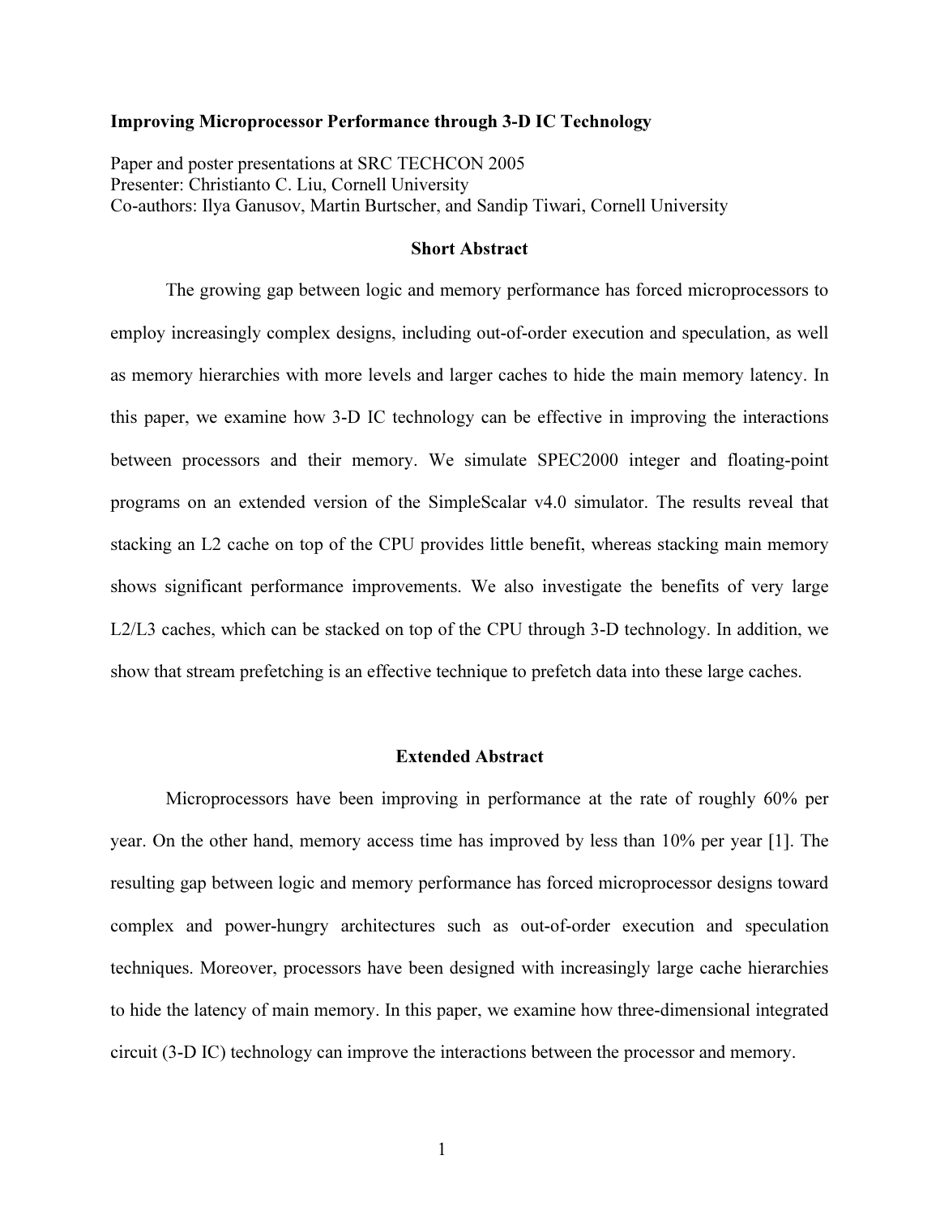**Improving Microprocessor Performance through 3-D IC Technology**

Paper and poster presentations at SRC TECHCON 2005
Presenter: Christianto C. Liu, Cornell University
Co-authors: Ilya Ganusov, Martin Burtscher, and Sandip Tiwari, Cornell University

## Short Abstract

The growing gap between logic and memory performance has forced microprocessors to employ increasingly complex designs, including out-of-order execution and speculation, as well as memory hierarchies with more levels and larger caches to hide the main memory latency. In this paper, we examine how 3-D IC technology can be effective in improving the interactions between processors and their memory. We simulate SPEC2000 integer and floating-point programs on an extended version of the SimpleScalar v4.0 simulator. The results reveal that stacking an L2 cache on top of the CPU provides little benefit, whereas stacking main memory shows significant performance improvements. We also investigate the benefits of very large L2/L3 caches, which can be stacked on top of the CPU through 3-D technology. In addition, we show that stream prefetching is an effective technique to prefetch data into these large caches.

## Extended Abstract

Microprocessors have been improving in performance at the rate of roughly 60% per year. On the other hand, memory access time has improved by less than 10% per year [1]. The resulting gap between logic and memory performance has forced microprocessor designs toward complex and power-hungry architectures such as out-of-order execution and speculation techniques. Moreover, processors have been designed with increasingly large cache hierarchies to hide the latency of main memory. In this paper, we examine how three-dimensional integrated circuit (3-D IC) technology can improve the interactions between the processor and memory.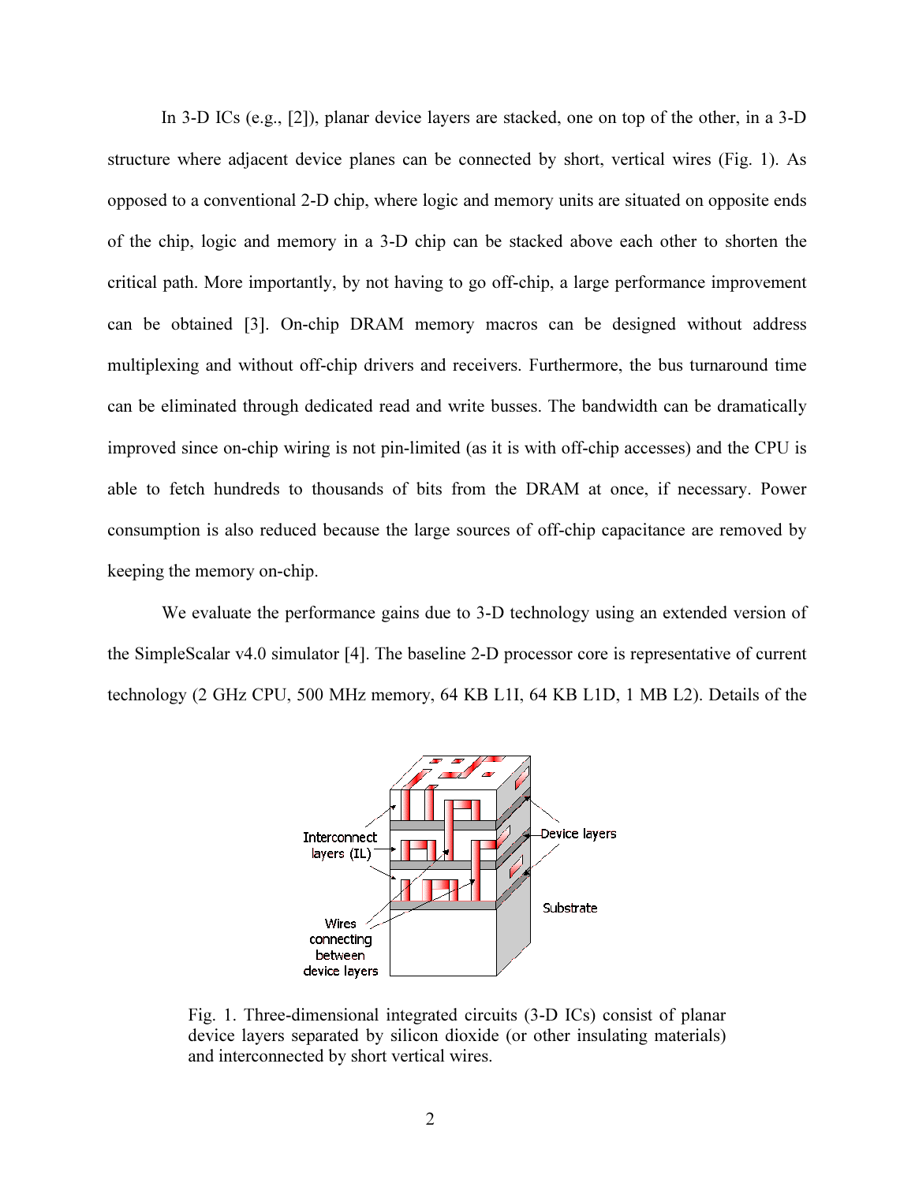In 3-D ICs (e.g., [2]), planar device layers are stacked, one on top of the other, in a 3-D structure where adjacent device planes can be connected by short, vertical wires (Fig. 1). As opposed to a conventional 2-D chip, where logic and memory units are situated on opposite ends of the chip, logic and memory in a 3-D chip can be stacked above each other to shorten the critical path. More importantly, by not having to go off-chip, a large performance improvement can be obtained [3]. On-chip DRAM memory macros can be designed without address multiplexing and without off-chip drivers and receivers. Furthermore, the bus turnaround time can be eliminated through dedicated read and write busses. The bandwidth can be dramatically improved since on-chip wiring is not pin-limited (as it is with off-chip accesses) and the CPU is able to fetch hundreds to thousands of bits from the DRAM at once, if necessary. Power consumption is also reduced because the large sources of off-chip capacitance are removed by keeping the memory on-chip.

We evaluate the performance gains due to 3-D technology using an extended version of the SimpleScalar v4.0 simulator [4]. The baseline 2-D processor core is representative of current technology (2 GHz CPU, 500 MHz memory, 64 KB L1I, 64 KB L1D, 1 MB L2). Details of the

Fig. 1. Three-dimensional integrated circuits (3-D ICs) consist of planar device layers separated by silicon dioxide (or other insulating materials) and interconnected by short vertical wires.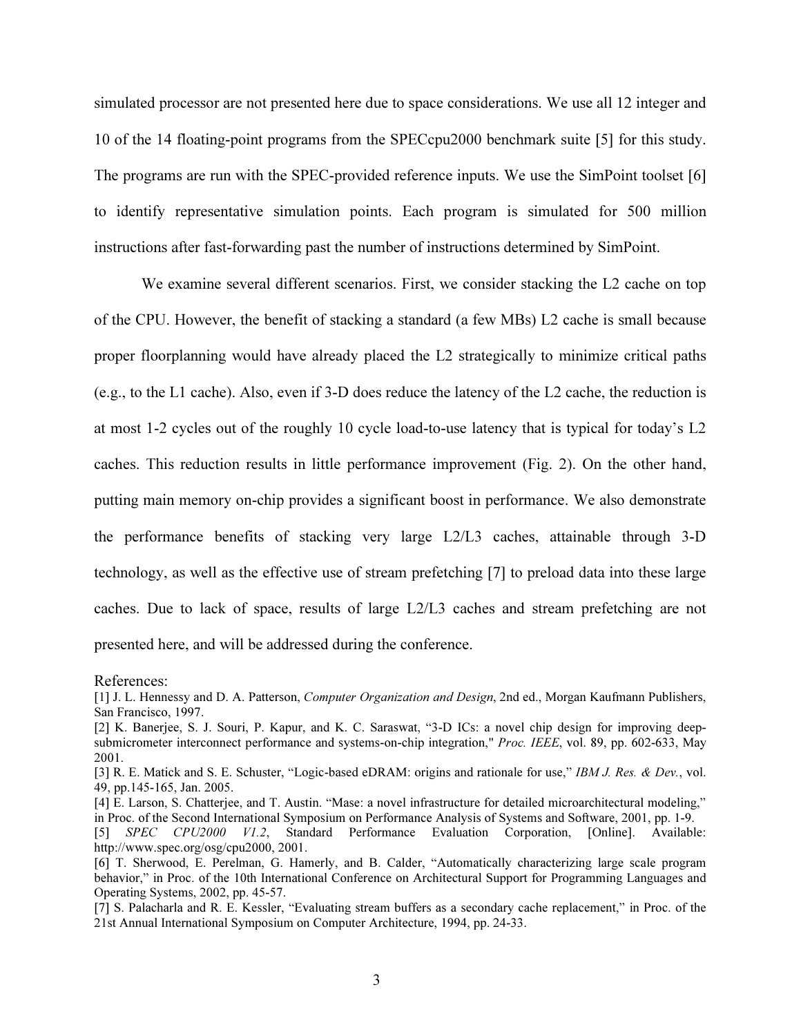simulated processor are not presented here due to space considerations. We use all 12 integer and 10 of the 14 floating-point programs from the SPECcpu2000 benchmark suite [5] for this study. The programs are run with the SPEC-provided reference inputs. We use the SimPoint toolset [6] to identify representative simulation points. Each program is simulated for 500 million instructions after fast-forwarding past the number of instructions determined by SimPoint.

We examine several different scenarios. First, we consider stacking the L2 cache on top of the CPU. However, the benefit of stacking a standard (a few MBs) L2 cache is small because proper floorplanning would have already placed the L2 strategically to minimize critical paths (e.g., to the L1 cache). Also, even if 3-D does reduce the latency of the L2 cache, the reduction is at most 1-2 cycles out of the roughly 10 cycle load-to-use latency that is typical for today's L2 caches. This reduction results in little performance improvement (Fig. 2). On the other hand, putting main memory on-chip provides a significant boost in performance. We also demonstrate the performance benefits of stacking very large L2/L3 caches, attainable through 3-D technology, as well as the effective use of stream prefetching [7] to preload data into these large caches. Due to lack of space, results of large L2/L3 caches and stream prefetching are not presented here, and will be addressed during the conference.

References:

[1] J. L. Hennessy and D. A. Patterson, *Computer Organization and Design*, 2nd ed., Morgan Kaufmann Publishers, San Francisco, 1997.

[2] K. Banerjee, S. J. Souri, P. Kapur, and K. C. Saraswat, "3-D ICs: a novel chip design for improving deep-submicrometer interconnect performance and systems-on-chip integration," *Proc. IEEE*, vol. 89, pp. 602-633, May 2001.

[3] R. E. Matick and S. E. Schuster, "Logic-based eDRAM: origins and rationale for use," *IBM J. Res. & Dev.*, vol. 49, pp.145-165, Jan. 2005.

[4] E. Larson, S. Chatterjee, and T. Austin. "Mase: a novel infrastructure for detailed microarchitectural modeling," in Proc. of the Second International Symposium on Performance Analysis of Systems and Software, 2001, pp. 1-9.

[5] *SPEC CPU2000 V1.2*, Standard Performance Evaluation Corporation, [Online]. Available: http://www.spec.org/osg/cpu2000, 2001.

[6] T. Sherwood, E. Perelman, G. Hamerly, and B. Calder, "Automatically characterizing large scale program behavior," in Proc. of the 10th International Conference on Architectural Support for Programming Languages and Operating Systems, 2002, pp. 45-57.

[7] S. Palacharla and R. E. Kessler, "Evaluating stream buffers as a secondary cache replacement," in Proc. of the 21st Annual International Symposium on Computer Architecture, 1994, pp. 24-33.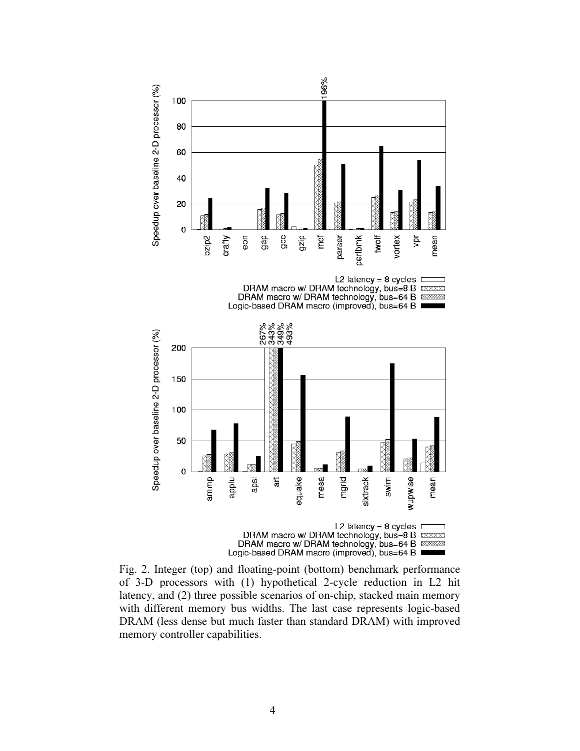Speedup over baseline 2-D processor (%)

196%

100
80
60
40
20
0

bzip2
crafty
eon
gap
gcc
gzip
mcf
parser
perlbmk
twolf
vortex
vpr
mean

L2 latency = 8 cycles
DRAM macro w/ DRAM technology, bus=8 B
DRAM macro w/ DRAM technology, bus=64 B
Logic-based DRAM macro (improved), bus=64 B

Speedup over baseline 2-D processor (%)

267%
343%
349%
493%

200
150
100
50
0

ammp
applu
apsi
art
equake
mesa
mgrid
sixtrack
swim
wupwise
mean

L2 latency = 8 cycles
DRAM macro w/ DRAM technology, bus=8 B
DRAM macro w/ DRAM technology, bus=64 B
Logic-based DRAM macro (improved), bus=64 B

Fig. 2. Integer (top) and floating-point (bottom) benchmark performance of 3-D processors with (1) hypothetical 2-cycle reduction in L2 hit latency, and (2) three possible scenarios of on-chip, stacked main memory with different memory bus widths. The last case represents logic-based DRAM (less dense but much faster than standard DRAM) with improved memory controller capabilities.